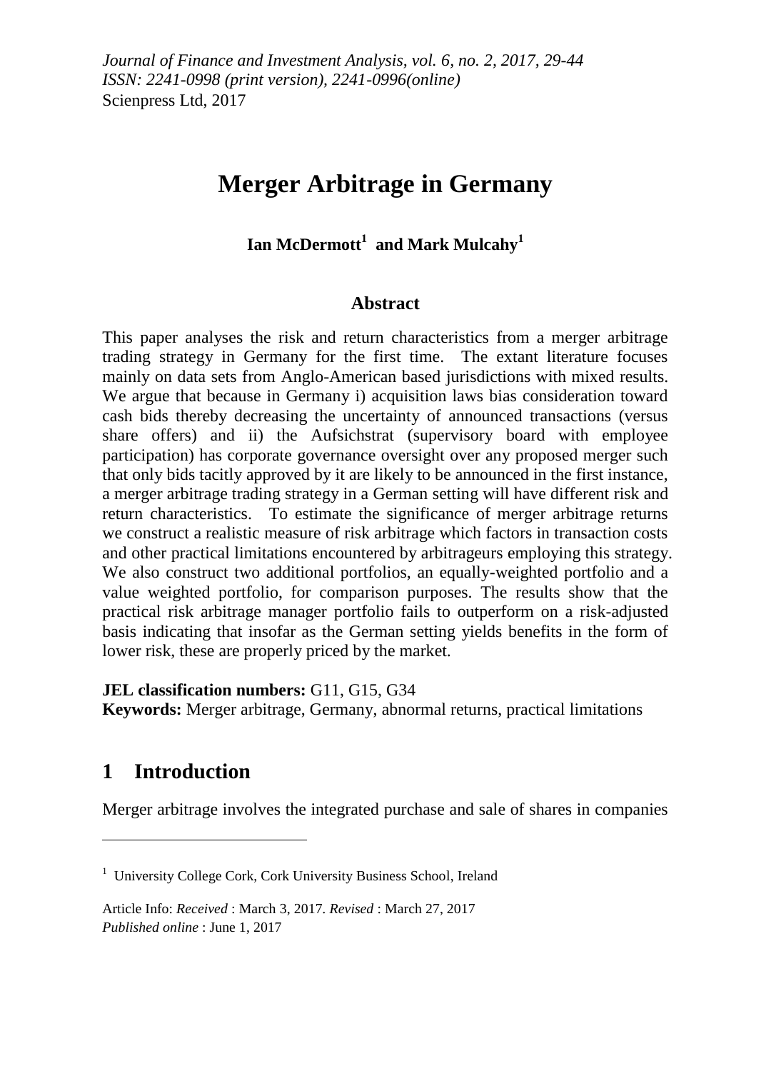*Journal of Finance and Investment Analysis, vol. 6, no. 2, 2017, 29-44*
*ISSN: 2241-0998 (print version), 2241-0996(online)*
Scienpress Ltd, 2017

# Merger Arbitrage in Germany

**Ian McDermott[1] and Mark Mulcahy[1]**

## Abstract

This paper analyses the risk and return characteristics from a merger arbitrage trading strategy in Germany for the first time. The extant literature focuses mainly on data sets from Anglo-American based jurisdictions with mixed results. We argue that because in Germany i) acquisition laws bias consideration toward cash bids thereby decreasing the uncertainty of announced transactions (versus share offers) and ii) the Aufsichstrat (supervisory board with employee participation) has corporate governance oversight over any proposed merger such that only bids tacitly approved by it are likely to be announced in the first instance, a merger arbitrage trading strategy in a German setting will have different risk and return characteristics. To estimate the significance of merger arbitrage returns we construct a realistic measure of risk arbitrage which factors in transaction costs and other practical limitations encountered by arbitrageurs employing this strategy. We also construct two additional portfolios, an equally-weighted portfolio and a value weighted portfolio, for comparison purposes. The results show that the practical risk arbitrage manager portfolio fails to outperform on a risk-adjusted basis indicating that insofar as the German setting yields benefits in the form of lower risk, these are properly priced by the market.

**JEL classification numbers:** G11, G15, G34
**Keywords:** Merger arbitrage, Germany, abnormal returns, practical limitations

## 1 Introduction

Merger arbitrage involves the integrated purchase and sale of shares in companies

---

[1] University College Cork, Cork University Business School, Ireland

Article Info: *Received* : March 3, 2017. *Revised* : March 27, 2017
*Published online* : June 1, 2017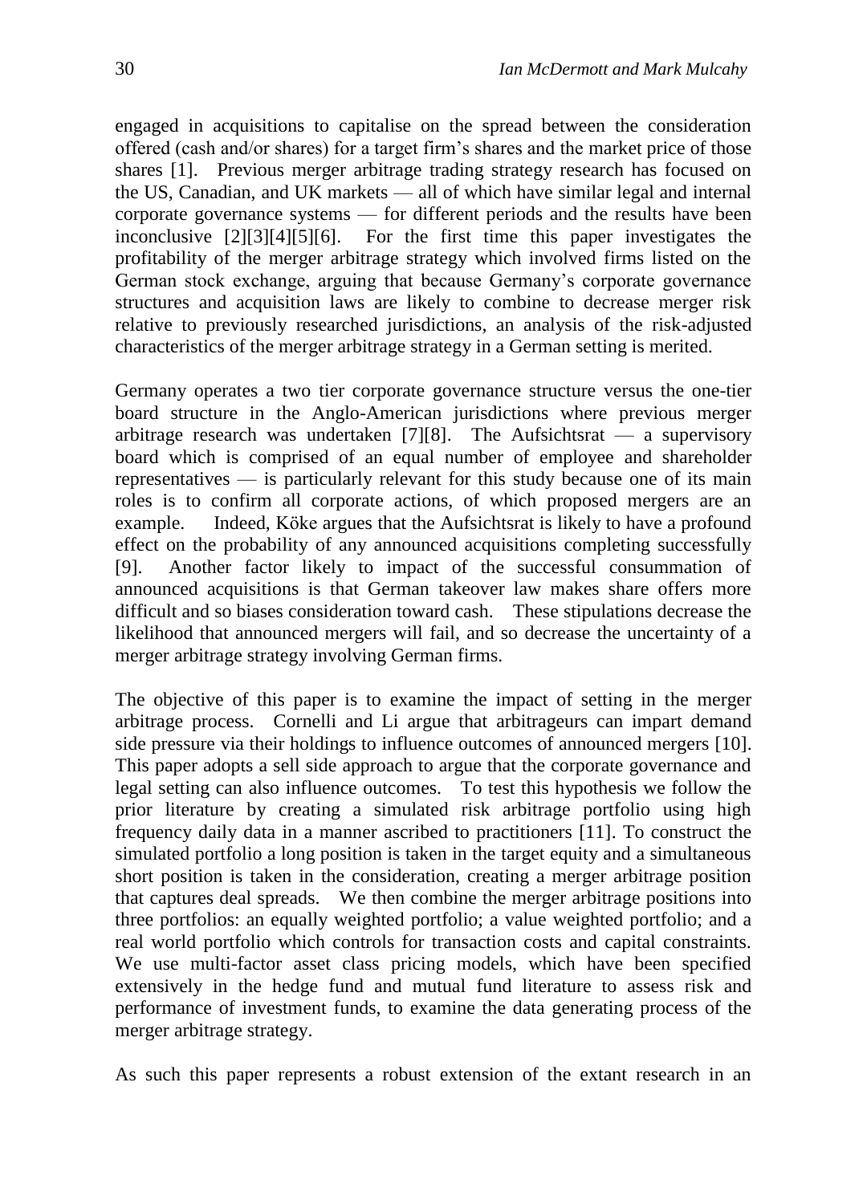engaged in acquisitions to capitalise on the spread between the consideration offered (cash and/or shares) for a target firm's shares and the market price of those shares [1]. Previous merger arbitrage trading strategy research has focused on the US, Canadian, and UK markets — all of which have similar legal and internal corporate governance systems — for different periods and the results have been inconclusive [2][3][4][5][6]. For the first time this paper investigates the profitability of the merger arbitrage strategy which involved firms listed on the German stock exchange, arguing that because Germany's corporate governance structures and acquisition laws are likely to combine to decrease merger risk relative to previously researched jurisdictions, an analysis of the risk-adjusted characteristics of the merger arbitrage strategy in a German setting is merited.

Germany operates a two tier corporate governance structure versus the one-tier board structure in the Anglo-American jurisdictions where previous merger arbitrage research was undertaken [7][8]. The Aufsichtsrat — a supervisory board which is comprised of an equal number of employee and shareholder representatives — is particularly relevant for this study because one of its main roles is to confirm all corporate actions, of which proposed mergers are an example. Indeed, Köke argues that the Aufsichtsrat is likely to have a profound effect on the probability of any announced acquisitions completing successfully [9]. Another factor likely to impact of the successful consummation of announced acquisitions is that German takeover law makes share offers more difficult and so biases consideration toward cash. These stipulations decrease the likelihood that announced mergers will fail, and so decrease the uncertainty of a merger arbitrage strategy involving German firms.

The objective of this paper is to examine the impact of setting in the merger arbitrage process. Cornelli and Li argue that arbitrageurs can impart demand side pressure via their holdings to influence outcomes of announced mergers [10]. This paper adopts a sell side approach to argue that the corporate governance and legal setting can also influence outcomes. To test this hypothesis we follow the prior literature by creating a simulated risk arbitrage portfolio using high frequency daily data in a manner ascribed to practitioners [11]. To construct the simulated portfolio a long position is taken in the target equity and a simultaneous short position is taken in the consideration, creating a merger arbitrage position that captures deal spreads. We then combine the merger arbitrage positions into three portfolios: an equally weighted portfolio; a value weighted portfolio; and a real world portfolio which controls for transaction costs and capital constraints. We use multi-factor asset class pricing models, which have been specified extensively in the hedge fund and mutual fund literature to assess risk and performance of investment funds, to examine the data generating process of the merger arbitrage strategy.

As such this paper represents a robust extension of the extant research in an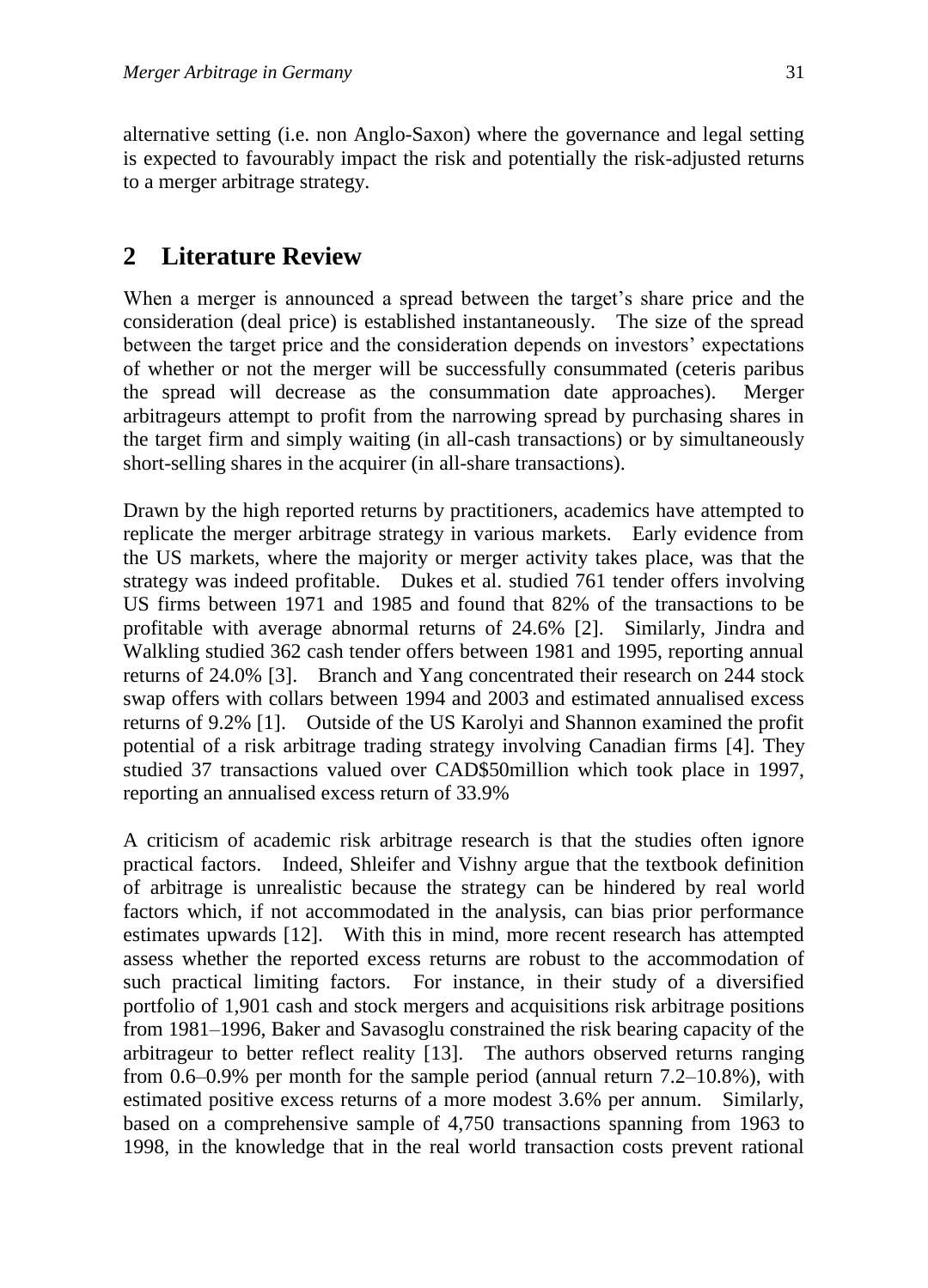alternative setting (i.e. non Anglo-Saxon) where the governance and legal setting is expected to favourably impact the risk and potentially the risk-adjusted returns to a merger arbitrage strategy.

## 2 Literature Review

When a merger is announced a spread between the target's share price and the consideration (deal price) is established instantaneously. The size of the spread between the target price and the consideration depends on investors' expectations of whether or not the merger will be successfully consummated (ceteris paribus the spread will decrease as the consummation date approaches). Merger arbitrageurs attempt to profit from the narrowing spread by purchasing shares in the target firm and simply waiting (in all-cash transactions) or by simultaneously short-selling shares in the acquirer (in all-share transactions).

Drawn by the high reported returns by practitioners, academics have attempted to replicate the merger arbitrage strategy in various markets. Early evidence from the US markets, where the majority or merger activity takes place, was that the strategy was indeed profitable. Dukes et al. studied 761 tender offers involving US firms between 1971 and 1985 and found that 82% of the transactions to be profitable with average abnormal returns of 24.6% [2]. Similarly, Jindra and Walkling studied 362 cash tender offers between 1981 and 1995, reporting annual returns of 24.0% [3]. Branch and Yang concentrated their research on 244 stock swap offers with collars between 1994 and 2003 and estimated annualised excess returns of 9.2% [1]. Outside of the US Karolyi and Shannon examined the profit potential of a risk arbitrage trading strategy involving Canadian firms [4]. They studied 37 transactions valued over CAD$50million which took place in 1997, reporting an annualised excess return of 33.9%

A criticism of academic risk arbitrage research is that the studies often ignore practical factors. Indeed, Shleifer and Vishny argue that the textbook definition of arbitrage is unrealistic because the strategy can be hindered by real world factors which, if not accommodated in the analysis, can bias prior performance estimates upwards [12]. With this in mind, more recent research has attempted assess whether the reported excess returns are robust to the accommodation of such practical limiting factors. For instance, in their study of a diversified portfolio of 1,901 cash and stock mergers and acquisitions risk arbitrage positions from 1981–1996, Baker and Savasoglu constrained the risk bearing capacity of the arbitrageur to better reflect reality [13]. The authors observed returns ranging from 0.6–0.9% per month for the sample period (annual return 7.2–10.8%), with estimated positive excess returns of a more modest 3.6% per annum. Similarly, based on a comprehensive sample of 4,750 transactions spanning from 1963 to 1998, in the knowledge that in the real world transaction costs prevent rational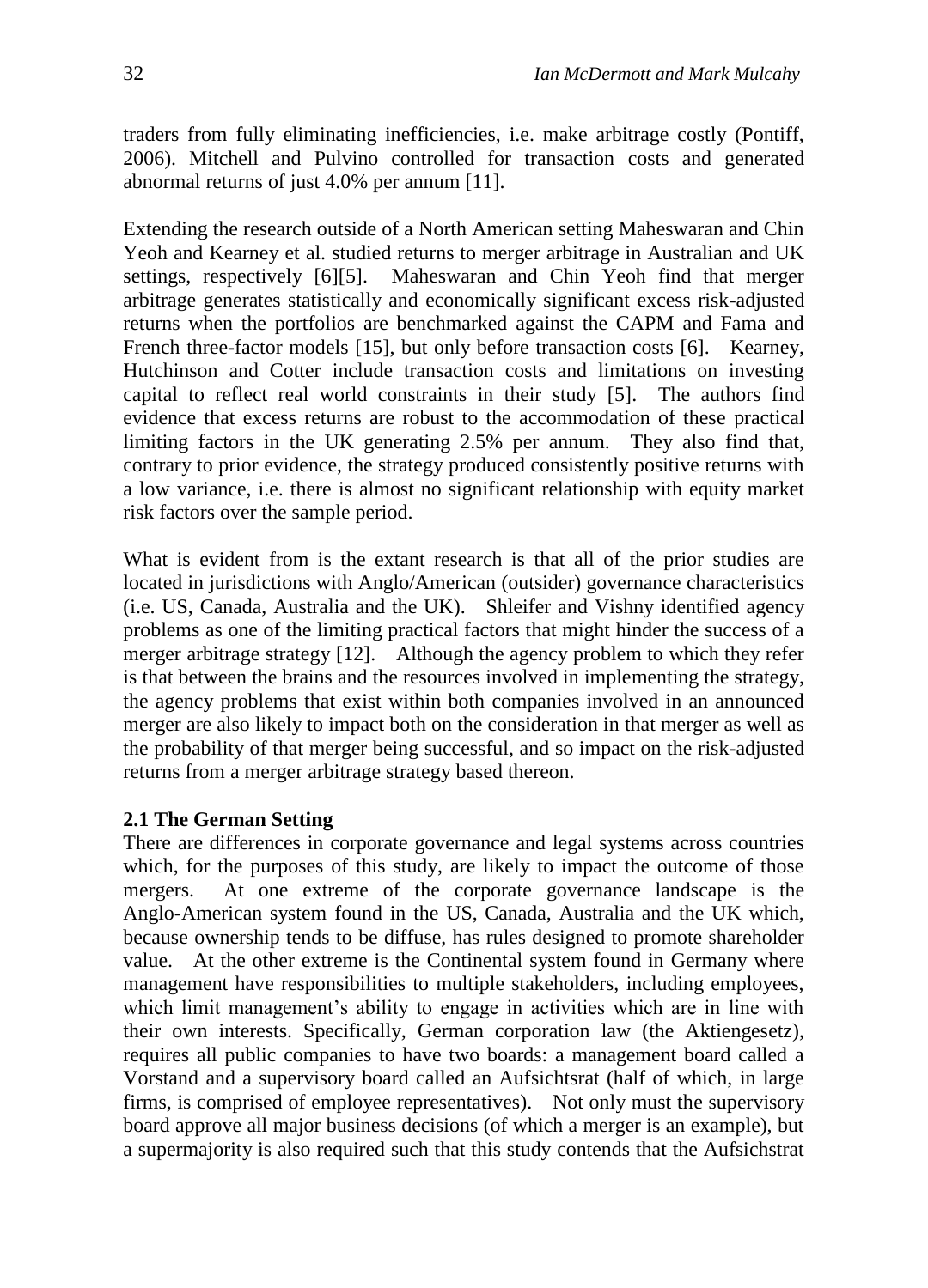traders from fully eliminating inefficiencies, i.e. make arbitrage costly (Pontiff, 2006). Mitchell and Pulvino controlled for transaction costs and generated abnormal returns of just 4.0% per annum [11].

Extending the research outside of a North American setting Maheswaran and Chin Yeoh and Kearney et al. studied returns to merger arbitrage in Australian and UK settings, respectively [6][5]. Maheswaran and Chin Yeoh find that merger arbitrage generates statistically and economically significant excess risk-adjusted returns when the portfolios are benchmarked against the CAPM and Fama and French three-factor models [15], but only before transaction costs [6]. Kearney, Hutchinson and Cotter include transaction costs and limitations on investing capital to reflect real world constraints in their study [5]. The authors find evidence that excess returns are robust to the accommodation of these practical limiting factors in the UK generating 2.5% per annum. They also find that, contrary to prior evidence, the strategy produced consistently positive returns with a low variance, i.e. there is almost no significant relationship with equity market risk factors over the sample period.

What is evident from is the extant research is that all of the prior studies are located in jurisdictions with Anglo/American (outsider) governance characteristics (i.e. US, Canada, Australia and the UK). Shleifer and Vishny identified agency problems as one of the limiting practical factors that might hinder the success of a merger arbitrage strategy [12]. Although the agency problem to which they refer is that between the brains and the resources involved in implementing the strategy, the agency problems that exist within both companies involved in an announced merger are also likely to impact both on the consideration in that merger as well as the probability of that merger being successful, and so impact on the risk-adjusted returns from a merger arbitrage strategy based thereon.

### 2.1 The German Setting

There are differences in corporate governance and legal systems across countries which, for the purposes of this study, are likely to impact the outcome of those mergers. At one extreme of the corporate governance landscape is the Anglo-American system found in the US, Canada, Australia and the UK which, because ownership tends to be diffuse, has rules designed to promote shareholder value. At the other extreme is the Continental system found in Germany where management have responsibilities to multiple stakeholders, including employees, which limit management's ability to engage in activities which are in line with their own interests. Specifically, German corporation law (the Aktiengesetz), requires all public companies to have two boards: a management board called a Vorstand and a supervisory board called an Aufsichtsrat (half of which, in large firms, is comprised of employee representatives). Not only must the supervisory board approve all major business decisions (of which a merger is an example), but a supermajority is also required such that this study contends that the Aufsichstrat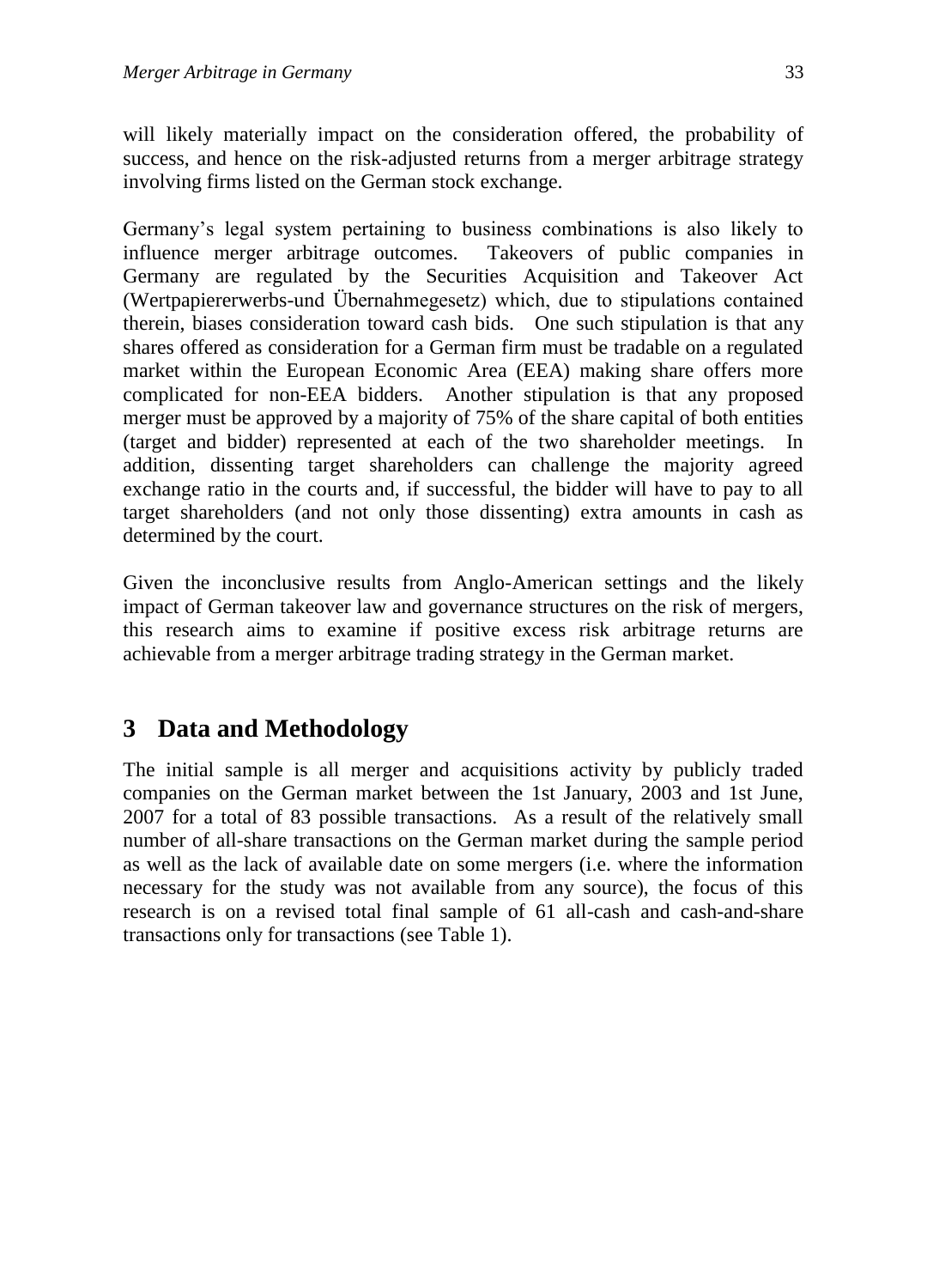will likely materially impact on the consideration offered, the probability of success, and hence on the risk-adjusted returns from a merger arbitrage strategy involving firms listed on the German stock exchange.

Germany's legal system pertaining to business combinations is also likely to influence merger arbitrage outcomes. Takeovers of public companies in Germany are regulated by the Securities Acquisition and Takeover Act (Wertpapiererwerbs-und Übernahmegesetz) which, due to stipulations contained therein, biases consideration toward cash bids. One such stipulation is that any shares offered as consideration for a German firm must be tradable on a regulated market within the European Economic Area (EEA) making share offers more complicated for non-EEA bidders. Another stipulation is that any proposed merger must be approved by a majority of 75% of the share capital of both entities (target and bidder) represented at each of the two shareholder meetings. In addition, dissenting target shareholders can challenge the majority agreed exchange ratio in the courts and, if successful, the bidder will have to pay to all target shareholders (and not only those dissenting) extra amounts in cash as determined by the court.

Given the inconclusive results from Anglo-American settings and the likely impact of German takeover law and governance structures on the risk of mergers, this research aims to examine if positive excess risk arbitrage returns are achievable from a merger arbitrage trading strategy in the German market.

# 3 Data and Methodology

The initial sample is all merger and acquisitions activity by publicly traded companies on the German market between the 1st January, 2003 and 1st June, 2007 for a total of 83 possible transactions. As a result of the relatively small number of all-share transactions on the German market during the sample period as well as the lack of available date on some mergers (i.e. where the information necessary for the study was not available from any source), the focus of this research is on a revised total final sample of 61 all-cash and cash-and-share transactions only for transactions (see Table 1).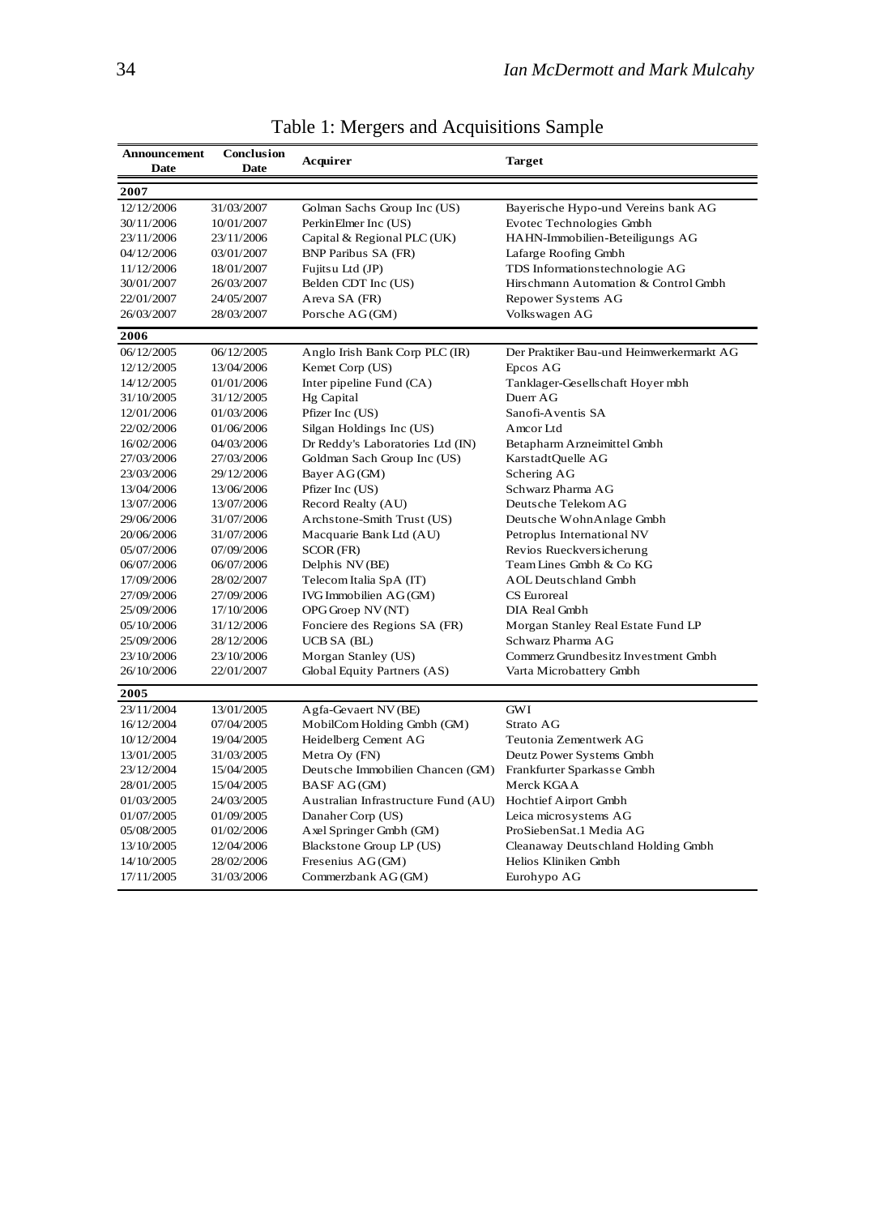Table 1: Mergers and Acquisitions Sample

| Announcement Date | Conclusion Date | Acquirer | Target |
|---|---|---|---|
| **2007** | | | |
| 12/12/2006 | 31/03/2007 | Golman Sachs Group Inc (US) | Bayerische Hypo-und Vereins bank AG |
| 30/11/2006 | 10/01/2007 | PerkinElmer Inc (US) | Evotec Technologies Gmbh |
| 23/11/2006 | 23/11/2006 | Capital & Regional PLC (UK) | HAHN-Immobilien-Beteiligungs AG |
| 04/12/2006 | 03/01/2007 | BNP Paribus SA (FR) | Lafarge Roofing Gmbh |
| 11/12/2006 | 18/01/2007 | Fujitsu Ltd (JP) | TDS Informationstechnologie AG |
| 30/01/2007 | 26/03/2007 | Belden CDT Inc (US) | Hirschmann Automation & Control Gmbh |
| 22/01/2007 | 24/05/2007 | Areva SA (FR) | Repower Systems AG |
| 26/03/2007 | 28/03/2007 | Porsche AG (GM) | Volkswagen AG |
| **2006** | | | |
| 06/12/2005 | 06/12/2005 | Anglo Irish Bank Corp PLC (IR) | Der Praktiker Bau-und Heimwerkermarkt AG |
| 12/12/2005 | 13/04/2006 | Kemet Corp (US) | Epcos AG |
| 14/12/2005 | 01/01/2006 | Inter pipeline Fund (CA) | Tanklager-Gesellschaft Hoyer mbh |
| 31/10/2005 | 31/12/2005 | Hg Capital | Duerr AG |
| 12/01/2006 | 01/03/2006 | Pfizer Inc (US) | Sanofi-Aventis SA |
| 22/02/2006 | 01/06/2006 | Silgan Holdings Inc (US) | Amcor Ltd |
| 16/02/2006 | 04/03/2006 | Dr Reddy's Laboratories Ltd (IN) | Betapharm Arzneimittel Gmbh |
| 27/03/2006 | 27/03/2006 | Goldman Sach Group Inc (US) | KarstadtQuelle AG |
| 23/03/2006 | 29/12/2006 | Bayer AG (GM) | Schering AG |
| 13/04/2006 | 13/06/2006 | Pfizer Inc (US) | Schwarz Pharma AG |
| 13/07/2006 | 13/07/2006 | Record Realty (AU) | Deutsche Telekom AG |
| 29/06/2006 | 31/07/2006 | Archstone-Smith Trust (US) | Deutsche WohnAnlage Gmbh |
| 20/06/2006 | 31/07/2006 | Macquarie Bank Ltd (AU) | Petroplus International NV |
| 05/07/2006 | 07/09/2006 | SCOR (FR) | Revios Rueckversicherung |
| 06/07/2006 | 06/07/2006 | Delphis NV (BE) | Team Lines Gmbh & Co KG |
| 17/09/2006 | 28/02/2007 | Telecom Italia SpA (IT) | AOL Deutschland Gmbh |
| 27/09/2006 | 27/09/2006 | IVG Immobilien AG (GM) | CS Euroreal |
| 25/09/2006 | 17/10/2006 | OPG Groep NV (NT) | DIA Real Gmbh |
| 05/10/2006 | 31/12/2006 | Fonciere des Regions SA (FR) | Morgan Stanley Real Estate Fund LP |
| 25/09/2006 | 28/12/2006 | UCB SA (BL) | Schwarz Pharma AG |
| 23/10/2006 | 23/10/2006 | Morgan Stanley (US) | Commerz Grundbesitz Investment Gmbh |
| 26/10/2006 | 22/01/2007 | Global Equity Partners (AS) | Varta Microbattery Gmbh |
| **2005** | | | |
| 23/11/2004 | 13/01/2005 | Agfa-Gevaert NV (BE) | GWI |
| 16/12/2004 | 07/04/2005 | MobilCom Holding Gmbh (GM) | Strato AG |
| 10/12/2004 | 19/04/2005 | Heidelberg Cement AG | Teutonia Zementwerk AG |
| 13/01/2005 | 31/03/2005 | Metra Oy (FN) | Deutz Power Systems Gmbh |
| 23/12/2004 | 15/04/2005 | Deutsche Immobilien Chancen (GM) | Frankfurter Sparkasse Gmbh |
| 28/01/2005 | 15/04/2005 | BASF AG (GM) | Merck KGAA |
| 01/03/2005 | 24/03/2005 | Australian Infrastructure Fund (AU) | Hochtief Airport Gmbh |
| 01/07/2005 | 01/09/2005 | Danaher Corp (US) | Leica microsystems AG |
| 05/08/2005 | 01/02/2006 | Axel Springer Gmbh (GM) | ProSiebenSat.1 Media AG |
| 13/10/2005 | 12/04/2006 | Blackstone Group LP (US) | Cleanaway Deutschland Holding Gmbh |
| 14/10/2005 | 28/02/2006 | Fresenius AG (GM) | Helios Kliniken Gmbh |
| 17/11/2005 | 31/03/2006 | Commerzbank AG (GM) | Eurohypo AG |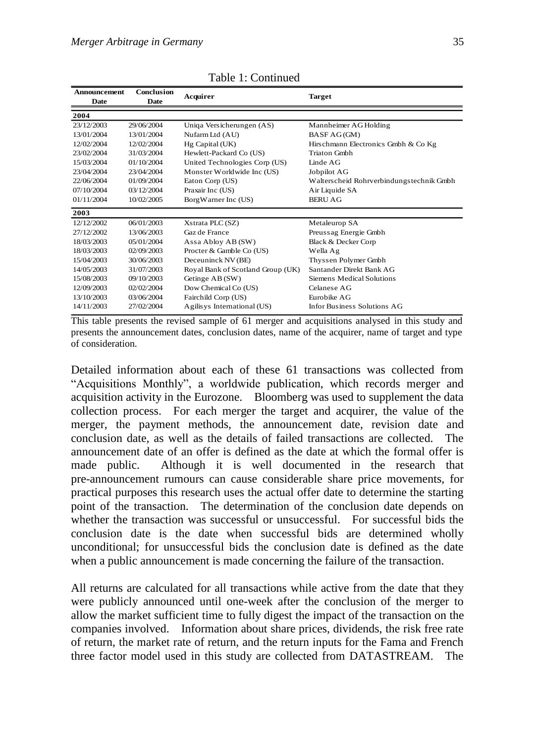Table 1: Continued

| Announcement Date | Conclusion Date | Acquirer | Target |
|---|---|---|---|
| **2004** | | | |
| 23/12/2003 | 29/06/2004 | Uniqa Versicherungen (AS) | Mannheimer AG Holding |
| 13/01/2004 | 13/01/2004 | Nufarm Ltd (AU) | BASF AG (GM) |
| 12/02/2004 | 12/02/2004 | Hg Capital (UK) | Hirschmann Electronics Gmbh & Co Kg |
| 23/02/2004 | 31/03/2004 | Hewlett-Packard Co (US) | Triaton Gmbh |
| 15/03/2004 | 01/10/2004 | United Technologies Corp (US) | Linde AG |
| 23/04/2004 | 23/04/2004 | Monster Worldwide Inc (US) | Jobpilot AG |
| 22/06/2004 | 01/09/2004 | Eaton Corp (US) | Walterscheid Rohrverbindungstechnik Gmbh |
| 07/10/2004 | 03/12/2004 | Praxair Inc (US) | Air Liquide SA |
| 01/11/2004 | 10/02/2005 | BorgWarner Inc (US) | BERU AG |
| **2003** | | | |
| 12/12/2002 | 06/01/2003 | Xstrata PLC (SZ) | Metaleurop SA |
| 27/12/2002 | 13/06/2003 | Gaz de France | Preussag Energie Gmbh |
| 18/03/2003 | 05/01/2004 | Assa Abloy AB (SW) | Black & Decker Corp |
| 18/03/2003 | 02/09/2003 | Procter & Gamble Co (US) | Wella Ag |
| 15/04/2003 | 30/06/2003 | Deceuninck NV (BE) | Thyssen Polymer Gmbh |
| 14/05/2003 | 31/07/2003 | Royal Bank of Scotland Group (UK) | Santander Direkt Bank AG |
| 15/08/2003 | 09/10/2003 | Getinge AB (SW) | Siemens Medical Solutions |
| 12/09/2003 | 02/02/2004 | Dow Chemical Co (US) | Celanese AG |
| 13/10/2003 | 03/06/2004 | Fairchild Corp (US) | Eurobike AG |
| 14/11/2003 | 27/02/2004 | Agilisys International (US) | Infor Business Solutions AG |

This table presents the revised sample of 61 merger and acquisitions analysed in this study and presents the announcement dates, conclusion dates, name of the acquirer, name of target and type of consideration.

Detailed information about each of these 61 transactions was collected from "Acquisitions Monthly", a worldwide publication, which records merger and acquisition activity in the Eurozone. Bloomberg was used to supplement the data collection process. For each merger the target and acquirer, the value of the merger, the payment methods, the announcement date, revision date and conclusion date, as well as the details of failed transactions are collected. The announcement date of an offer is defined as the date at which the formal offer is made public. Although it is well documented in the research that pre-announcement rumours can cause considerable share price movements, for practical purposes this research uses the actual offer date to determine the starting point of the transaction. The determination of the conclusion date depends on whether the transaction was successful or unsuccessful. For successful bids the conclusion date is the date when successful bids are determined wholly unconditional; for unsuccessful bids the conclusion date is defined as the date when a public announcement is made concerning the failure of the transaction.

All returns are calculated for all transactions while active from the date that they were publicly announced until one-week after the conclusion of the merger to allow the market sufficient time to fully digest the impact of the transaction on the companies involved. Information about share prices, dividends, the risk free rate of return, the market rate of return, and the return inputs for the Fama and French three factor model used in this study are collected from DATASTREAM. The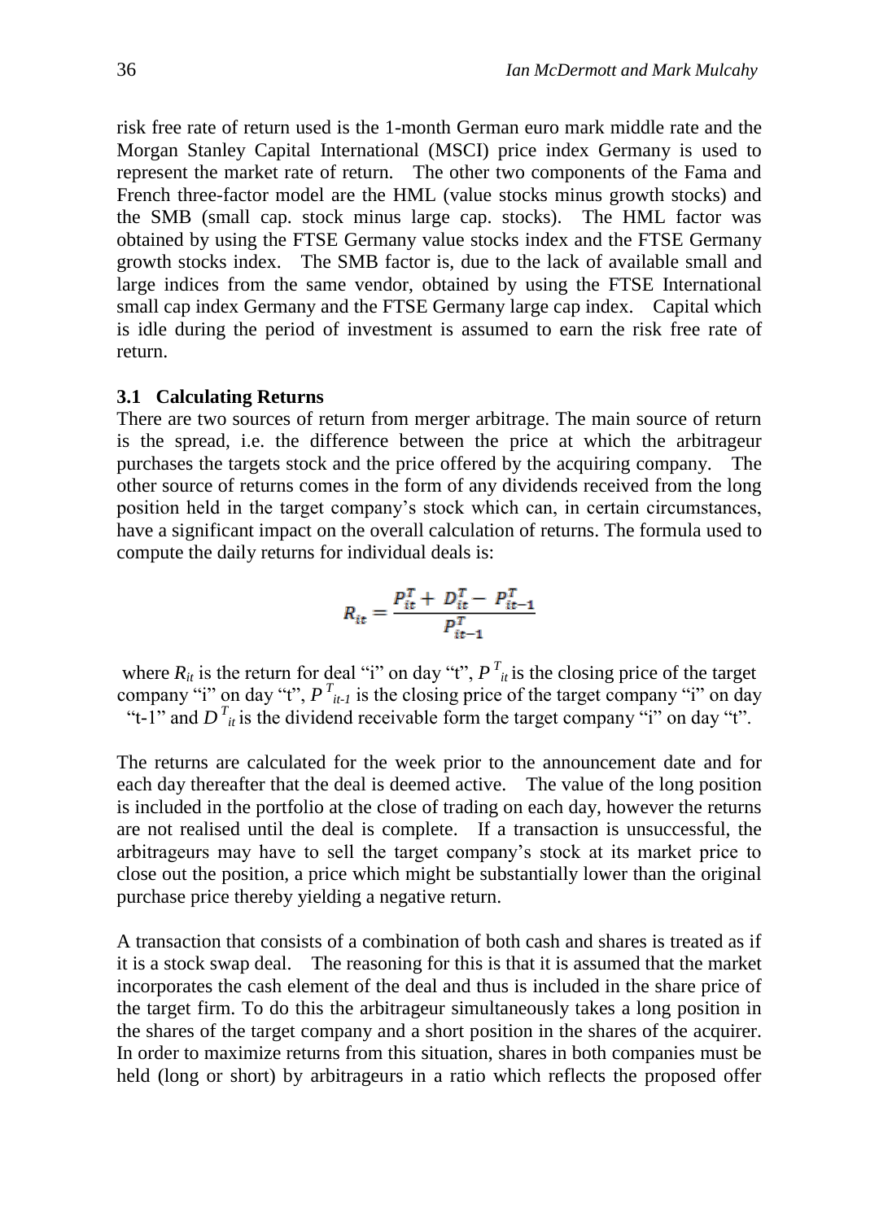risk free rate of return used is the 1-month German euro mark middle rate and the Morgan Stanley Capital International (MSCI) price index Germany is used to represent the market rate of return. The other two components of the Fama and French three-factor model are the HML (value stocks minus growth stocks) and the SMB (small cap. stock minus large cap. stocks). The HML factor was obtained by using the FTSE Germany value stocks index and the FTSE Germany growth stocks index. The SMB factor is, due to the lack of available small and large indices from the same vendor, obtained by using the FTSE International small cap index Germany and the FTSE Germany large cap index. Capital which is idle during the period of investment is assumed to earn the risk free rate of return.

### 3.1 Calculating Returns

There are two sources of return from merger arbitrage. The main source of return is the spread, i.e. the difference between the price at which the arbitrageur purchases the targets stock and the price offered by the acquiring company. The other source of returns comes in the form of any dividends received from the long position held in the target company's stock which can, in certain circumstances, have a significant impact on the overall calculation of returns. The formula used to compute the daily returns for individual deals is:

$$R_{it} = \frac{P_{it}^{T} + D_{it}^{T} - P_{it-1}^{T}}{P_{it-1}^{T}}$$

where $R_{it}$ is the return for deal "i" on day "t", $P^{T}_{it}$ is the closing price of the target company "i" on day "t", $P^{T}_{it-1}$ is the closing price of the target company "i" on day "t-1" and $D^{T}_{it}$ is the dividend receivable form the target company "i" on day "t".

The returns are calculated for the week prior to the announcement date and for each day thereafter that the deal is deemed active. The value of the long position is included in the portfolio at the close of trading on each day, however the returns are not realised until the deal is complete. If a transaction is unsuccessful, the arbitrageurs may have to sell the target company's stock at its market price to close out the position, a price which might be substantially lower than the original purchase price thereby yielding a negative return.

A transaction that consists of a combination of both cash and shares is treated as if it is a stock swap deal. The reasoning for this is that it is assumed that the market incorporates the cash element of the deal and thus is included in the share price of the target firm. To do this the arbitrageur simultaneously takes a long position in the shares of the target company and a short position in the shares of the acquirer. In order to maximize returns from this situation, shares in both companies must be held (long or short) by arbitrageurs in a ratio which reflects the proposed offer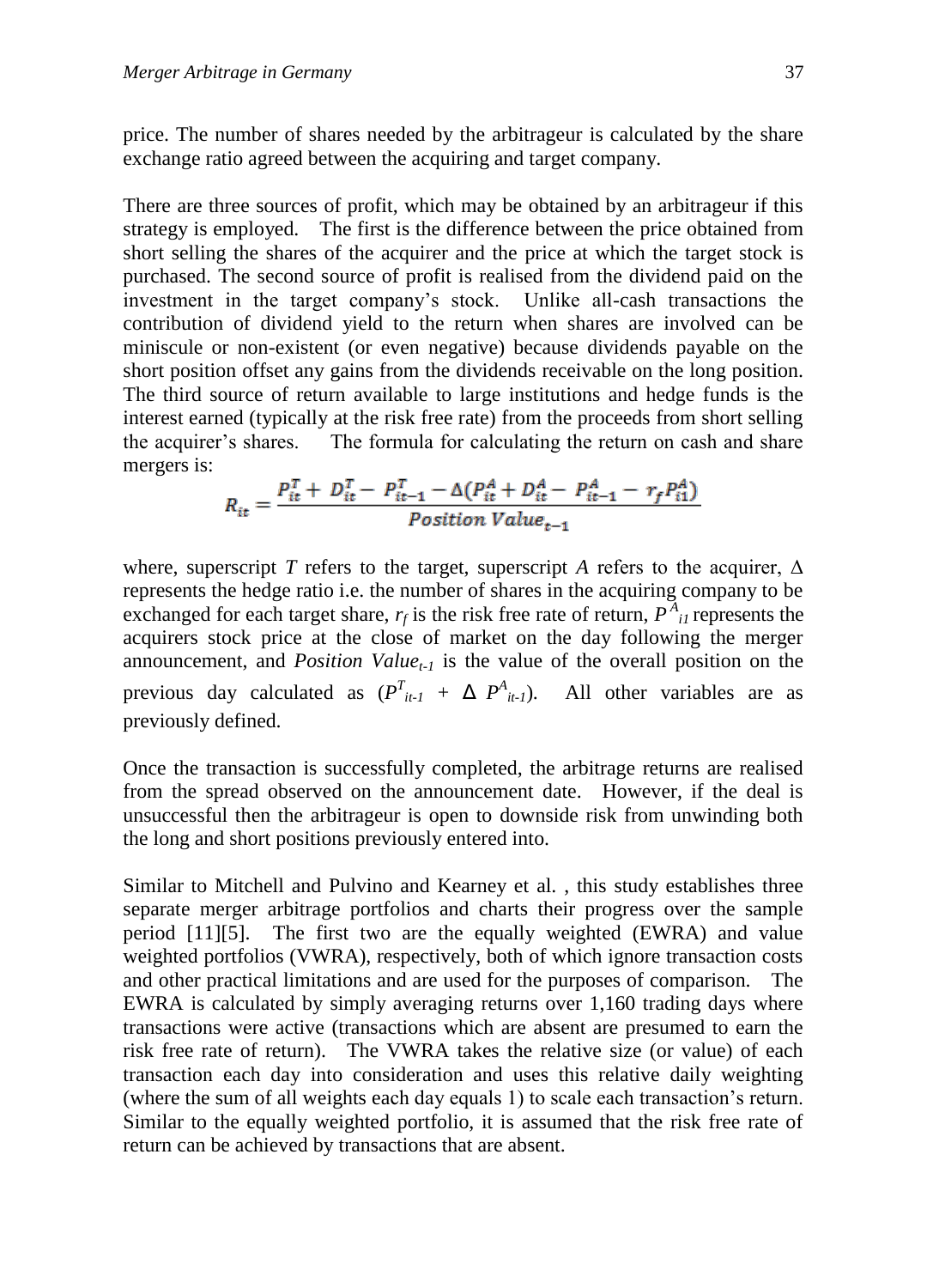price. The number of shares needed by the arbitrageur is calculated by the share exchange ratio agreed between the acquiring and target company.

There are three sources of profit, which may be obtained by an arbitrageur if this strategy is employed. The first is the difference between the price obtained from short selling the shares of the acquirer and the price at which the target stock is purchased. The second source of profit is realised from the dividend paid on the investment in the target company's stock. Unlike all-cash transactions the contribution of dividend yield to the return when shares are involved can be miniscule or non-existent (or even negative) because dividends payable on the short position offset any gains from the dividends receivable on the long position. The third source of return available to large institutions and hedge funds is the interest earned (typically at the risk free rate) from the proceeds from short selling the acquirer's shares. The formula for calculating the return on cash and share mergers is:

$$R_{it} = \frac{P_{it}^{T} + D_{it}^{T} - P_{it-1}^{T} - \Delta(P_{it}^{A} + D_{it}^{A} - P_{it-1}^{A} - r_f P_{i1}^{A})}{Position\ Value_{t-1}}$$

where, superscript $T$ refers to the target, superscript $A$ refers to the acquirer, $\Delta$ represents the hedge ratio i.e. the number of shares in the acquiring company to be exchanged for each target share, $r_f$ is the risk free rate of return, $P^{A}_{i1}$ represents the acquirers stock price at the close of market on the day following the merger announcement, and $Position\ Value_{t-1}$ is the value of the overall position on the previous day calculated as $(P^{T}_{it-1} + \Delta P^{A}_{it-1})$. All other variables are as previously defined.

Once the transaction is successfully completed, the arbitrage returns are realised from the spread observed on the announcement date. However, if the deal is unsuccessful then the arbitrageur is open to downside risk from unwinding both the long and short positions previously entered into.

Similar to Mitchell and Pulvino and Kearney et al. , this study establishes three separate merger arbitrage portfolios and charts their progress over the sample period [11][5]. The first two are the equally weighted (EWRA) and value weighted portfolios (VWRA), respectively, both of which ignore transaction costs and other practical limitations and are used for the purposes of comparison. The EWRA is calculated by simply averaging returns over 1,160 trading days where transactions were active (transactions which are absent are presumed to earn the risk free rate of return). The VWRA takes the relative size (or value) of each transaction each day into consideration and uses this relative daily weighting (where the sum of all weights each day equals 1) to scale each transaction's return. Similar to the equally weighted portfolio, it is assumed that the risk free rate of return can be achieved by transactions that are absent.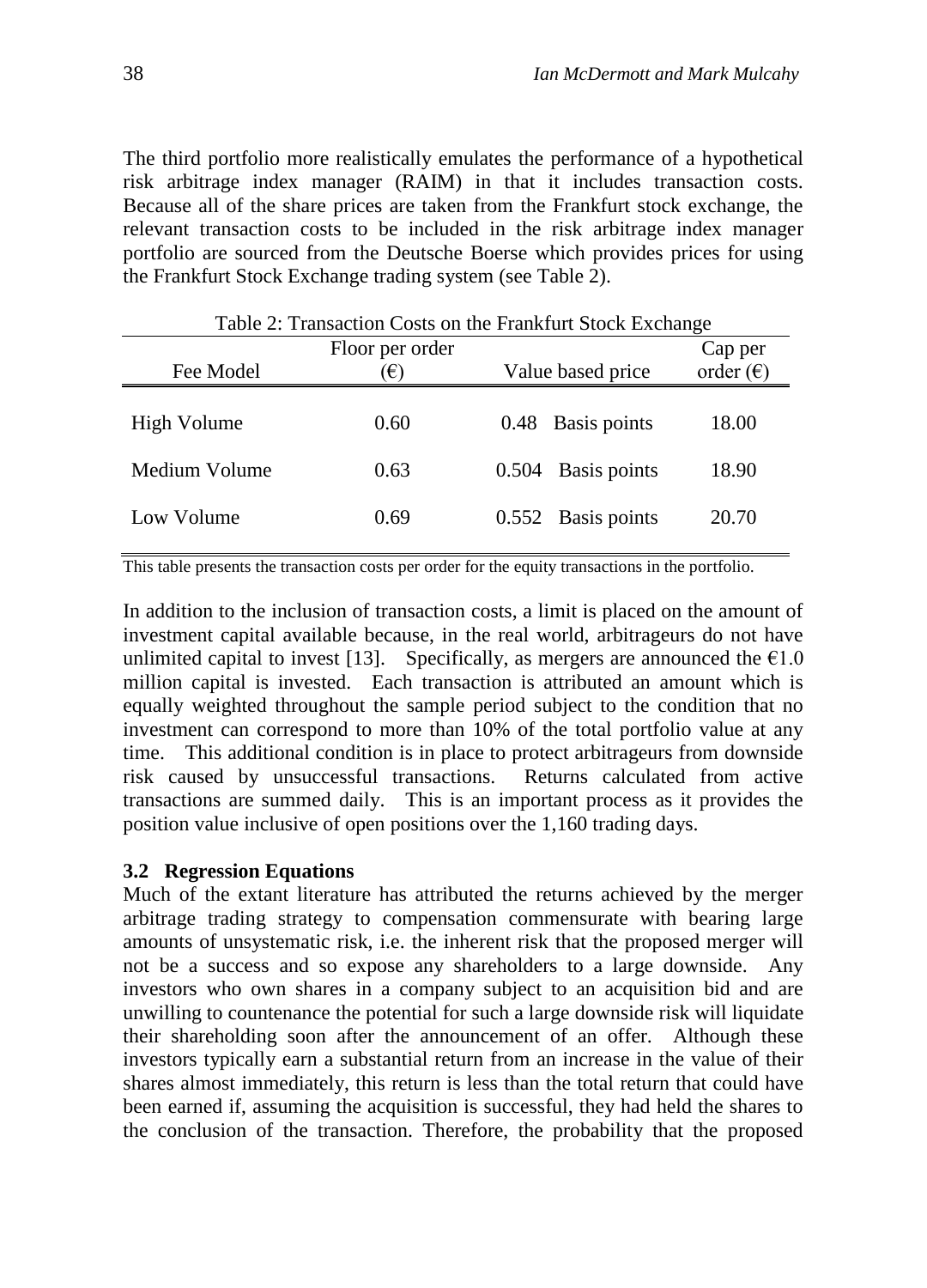The third portfolio more realistically emulates the performance of a hypothetical risk arbitrage index manager (RAIM) in that it includes transaction costs. Because all of the share prices are taken from the Frankfurt stock exchange, the relevant transaction costs to be included in the risk arbitrage index manager portfolio are sourced from the Deutsche Boerse which provides prices for using the Frankfurt Stock Exchange trading system (see Table 2).

Table 2: Transaction Costs on the Frankfurt Stock Exchange

| Fee Model | Floor per order (€) | Value based price | Cap per order (€) |
|---|---|---|---|
| High Volume | 0.60 | 0.48 Basis points | 18.00 |
| Medium Volume | 0.63 | 0.504 Basis points | 18.90 |
| Low Volume | 0.69 | 0.552 Basis points | 20.70 |

This table presents the transaction costs per order for the equity transactions in the portfolio.

In addition to the inclusion of transaction costs, a limit is placed on the amount of investment capital available because, in the real world, arbitrageurs do not have unlimited capital to invest [13]. Specifically, as mergers are announced the €1.0 million capital is invested. Each transaction is attributed an amount which is equally weighted throughout the sample period subject to the condition that no investment can correspond to more than 10% of the total portfolio value at any time. This additional condition is in place to protect arbitrageurs from downside risk caused by unsuccessful transactions. Returns calculated from active transactions are summed daily. This is an important process as it provides the position value inclusive of open positions over the 1,160 trading days.

### 3.2 Regression Equations

Much of the extant literature has attributed the returns achieved by the merger arbitrage trading strategy to compensation commensurate with bearing large amounts of unsystematic risk, i.e. the inherent risk that the proposed merger will not be a success and so expose any shareholders to a large downside. Any investors who own shares in a company subject to an acquisition bid and are unwilling to countenance the potential for such a large downside risk will liquidate their shareholding soon after the announcement of an offer. Although these investors typically earn a substantial return from an increase in the value of their shares almost immediately, this return is less than the total return that could have been earned if, assuming the acquisition is successful, they had held the shares to the conclusion of the transaction. Therefore, the probability that the proposed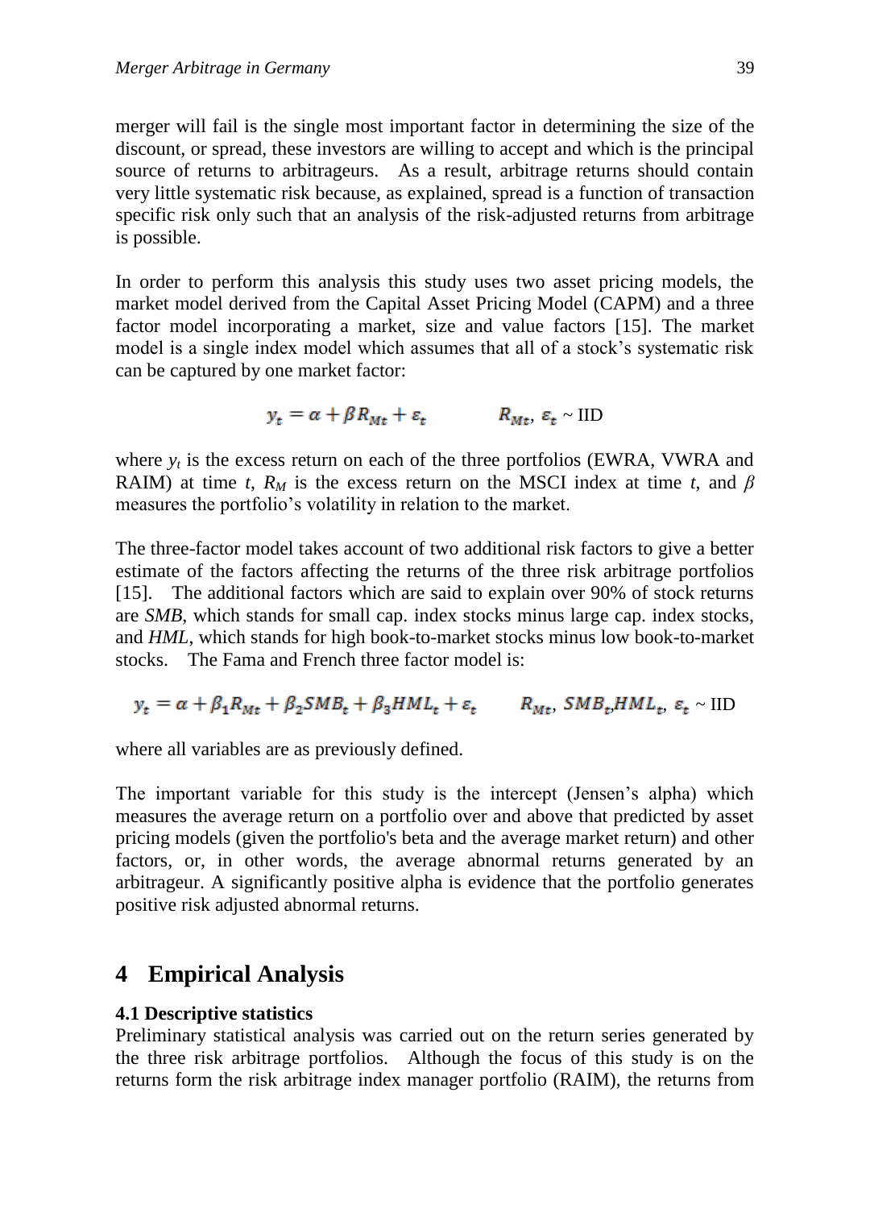merger will fail is the single most important factor in determining the size of the discount, or spread, these investors are willing to accept and which is the principal source of returns to arbitrageurs. As a result, arbitrage returns should contain very little systematic risk because, as explained, spread is a function of transaction specific risk only such that an analysis of the risk-adjusted returns from arbitrage is possible.

In order to perform this analysis this study uses two asset pricing models, the market model derived from the Capital Asset Pricing Model (CAPM) and a three factor model incorporating a market, size and value factors [15]. The market model is a single index model which assumes that all of a stock's systematic risk can be captured by one market factor:

$$y_t = \alpha + \beta R_{Mt} + \varepsilon_t \qquad R_{Mt},\ \varepsilon_t \sim \text{IID}$$

where $y_t$ is the excess return on each of the three portfolios (EWRA, VWRA and RAIM) at time *t*, $R_M$ is the excess return on the MSCI index at time *t*, and $\beta$ measures the portfolio's volatility in relation to the market.

The three-factor model takes account of two additional risk factors to give a better estimate of the factors affecting the returns of the three risk arbitrage portfolios [15]. The additional factors which are said to explain over 90% of stock returns are *SMB*, which stands for small cap. index stocks minus large cap. index stocks, and *HML*, which stands for high book-to-market stocks minus low book-to-market stocks. The Fama and French three factor model is:

$$y_t = \alpha + \beta_1 R_{Mt} + \beta_2 SMB_t + \beta_3 HML_t + \varepsilon_t \qquad R_{Mt},\ SMB_t, HML_t,\ \varepsilon_t \sim \text{IID}$$

where all variables are as previously defined.

The important variable for this study is the intercept (Jensen's alpha) which measures the average return on a portfolio over and above that predicted by asset pricing models (given the portfolio's beta and the average market return) and other factors, or, in other words, the average abnormal returns generated by an arbitrageur. A significantly positive alpha is evidence that the portfolio generates positive risk adjusted abnormal returns.

# 4 Empirical Analysis

### 4.1 Descriptive statistics

Preliminary statistical analysis was carried out on the return series generated by the three risk arbitrage portfolios. Although the focus of this study is on the returns form the risk arbitrage index manager portfolio (RAIM), the returns from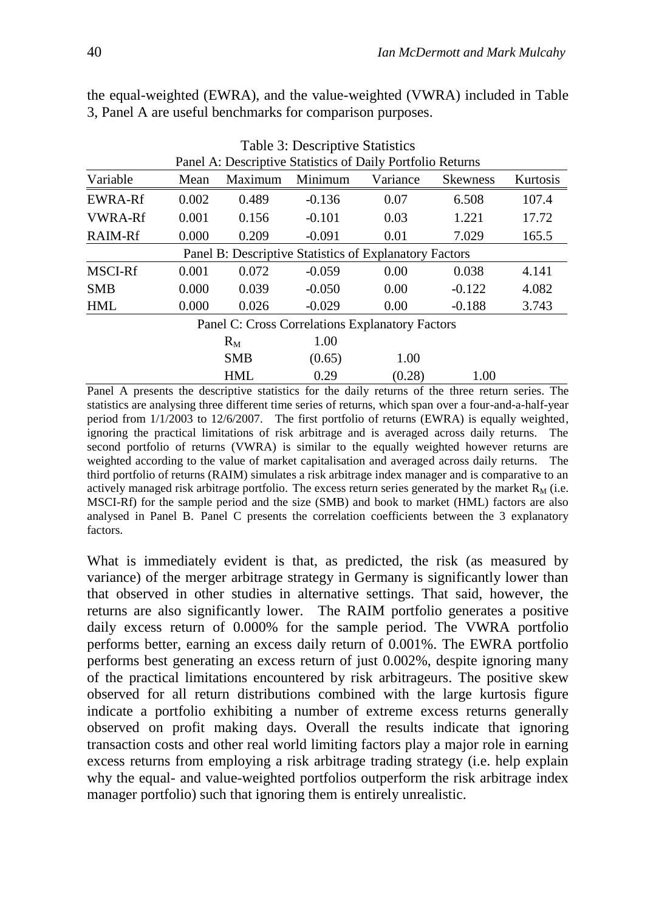the equal-weighted (EWRA), and the value-weighted (VWRA) included in Table 3, Panel A are useful benchmarks for comparison purposes.

Table 3: Descriptive Statistics

| Variable | Mean | Maximum | Minimum | Variance | Skewness | Kurtosis |
|---|---|---|---|---|---|---|
| **Panel A: Descriptive Statistics of Daily Portfolio Returns** | | | | | | |
| EWRA-Rf | 0.002 | 0.489 | -0.136 | 0.07 | 6.508 | 107.4 |
| VWRA-Rf | 0.001 | 0.156 | -0.101 | 0.03 | 1.221 | 17.72 |
| RAIM-Rf | 0.000 | 0.209 | -0.091 | 0.01 | 7.029 | 165.5 |
| **Panel B: Descriptive Statistics of Explanatory Factors** | | | | | | |
| MSCI-Rf | 0.001 | 0.072 | -0.059 | 0.00 | 0.038 | 4.141 |
| SMB | 0.000 | 0.039 | -0.050 | 0.00 | -0.122 | 4.082 |
| HML | 0.000 | 0.026 | -0.029 | 0.00 | -0.188 | 3.743 |

Panel C: Cross Correlations Explanatory Factors

| | $R_M$ | SMB | HML |
|---|---|---|---|
| $R_M$ | 1.00 | | |
| SMB | (0.65) | 1.00 | |
| HML | 0.29 | (0.28) | 1.00 |

Panel A presents the descriptive statistics for the daily returns of the three return series. The statistics are analysing three different time series of returns, which span over a four-and-a-half-year period from 1/1/2003 to 12/6/2007. The first portfolio of returns (EWRA) is equally weighted, ignoring the practical limitations of risk arbitrage and is averaged across daily returns. The second portfolio of returns (VWRA) is similar to the equally weighted however returns are weighted according to the value of market capitalisation and averaged across daily returns. The third portfolio of returns (RAIM) simulates a risk arbitrage index manager and is comparative to an actively managed risk arbitrage portfolio. The excess return series generated by the market $R_M$ (i.e. MSCI-Rf) for the sample period and the size (SMB) and book to market (HML) factors are also analysed in Panel B. Panel C presents the correlation coefficients between the 3 explanatory factors.

What is immediately evident is that, as predicted, the risk (as measured by variance) of the merger arbitrage strategy in Germany is significantly lower than that observed in other studies in alternative settings. That said, however, the returns are also significantly lower. The RAIM portfolio generates a positive daily excess return of 0.000% for the sample period. The VWRA portfolio performs better, earning an excess daily return of 0.001%. The EWRA portfolio performs best generating an excess return of just 0.002%, despite ignoring many of the practical limitations encountered by risk arbitrageurs. The positive skew observed for all return distributions combined with the large kurtosis figure indicate a portfolio exhibiting a number of extreme excess returns generally observed on profit making days. Overall the results indicate that ignoring transaction costs and other real world limiting factors play a major role in earning excess returns from employing a risk arbitrage trading strategy (i.e. help explain why the equal- and value-weighted portfolios outperform the risk arbitrage index manager portfolio) such that ignoring them is entirely unrealistic.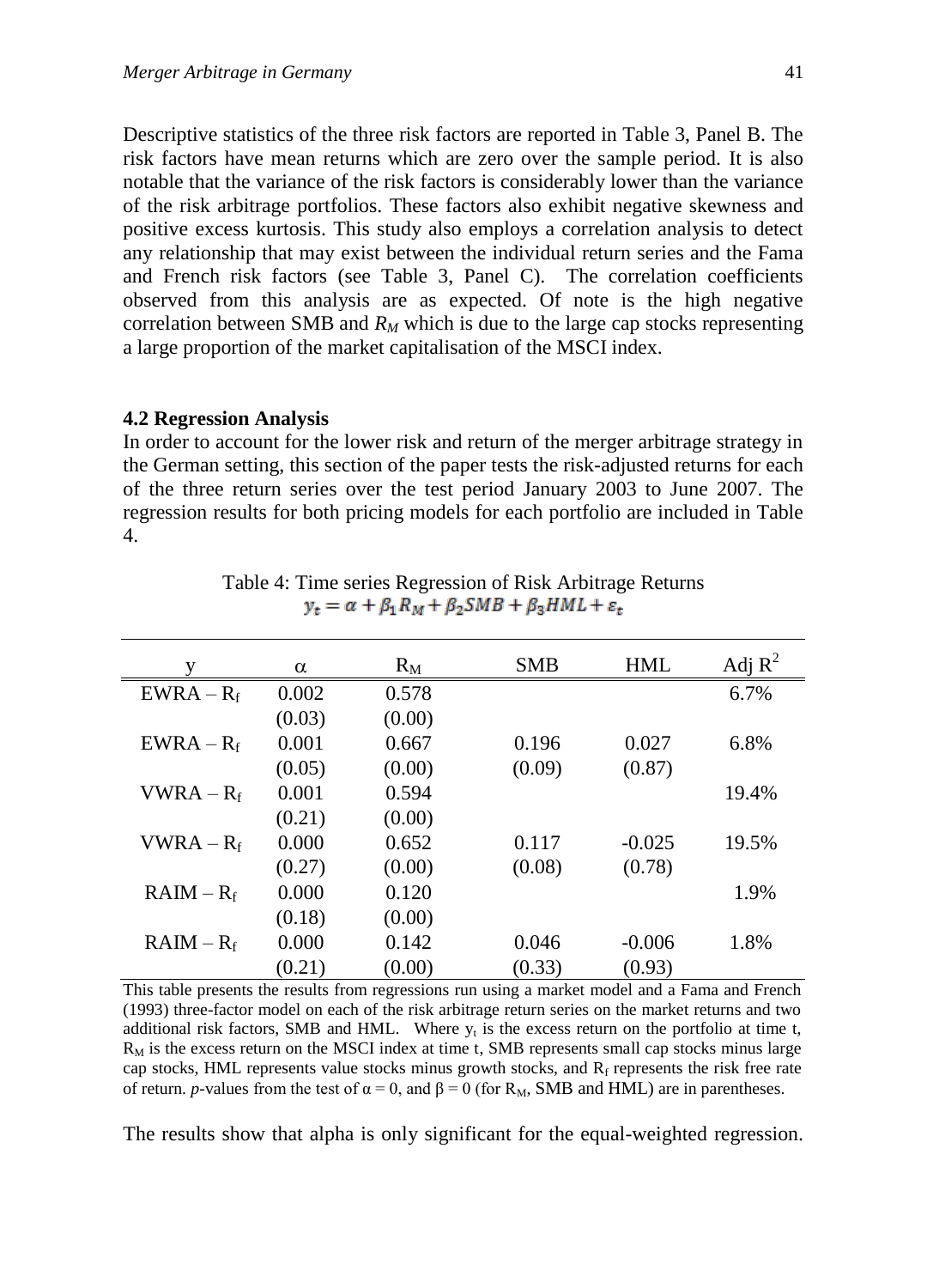Descriptive statistics of the three risk factors are reported in Table 3, Panel B. The risk factors have mean returns which are zero over the sample period. It is also notable that the variance of the risk factors is considerably lower than the variance of the risk arbitrage portfolios. These factors also exhibit negative skewness and positive excess kurtosis. This study also employs a correlation analysis to detect any relationship that may exist between the individual return series and the Fama and French risk factors (see Table 3, Panel C). The correlation coefficients observed from this analysis are as expected. Of note is the high negative correlation between SMB and $R_M$ which is due to the large cap stocks representing a large proportion of the market capitalisation of the MSCI index.

### 4.2 Regression Analysis

In order to account for the lower risk and return of the merger arbitrage strategy in the German setting, this section of the paper tests the risk-adjusted returns for each of the three return series over the test period January 2003 to June 2007. The regression results for both pricing models for each portfolio are included in Table 4.

Table 4: Time series Regression of Risk Arbitrage Returns

$$y_t = \alpha + \beta_1 R_M + \beta_2 SMB + \beta_3 HML + \varepsilon_t$$

| y | $\alpha$ | $R_M$ | SMB | HML | Adj $R^2$ |
|---|---|---|---|---|---|
| $EWRA - R_f$ | 0.002 | 0.578 | | | 6.7% |
| | (0.03) | (0.00) | | | |
| $EWRA - R_f$ | 0.001 | 0.667 | 0.196 | 0.027 | 6.8% |
| | (0.05) | (0.00) | (0.09) | (0.87) | |
| $VWRA - R_f$ | 0.001 | 0.594 | | | 19.4% |
| | (0.21) | (0.00) | | | |
| $VWRA - R_f$ | 0.000 | 0.652 | 0.117 | -0.025 | 19.5% |
| | (0.27) | (0.00) | (0.08) | (0.78) | |
| $RAIM - R_f$ | 0.000 | 0.120 | | | 1.9% |
| | (0.18) | (0.00) | | | |
| $RAIM - R_f$ | 0.000 | 0.142 | 0.046 | -0.006 | 1.8% |
| | (0.21) | (0.00) | (0.33) | (0.93) | |

This table presents the results from regressions run using a market model and a Fama and French (1993) three-factor model on each of the risk arbitrage return series on the market returns and two additional risk factors, SMB and HML. Where $y_t$ is the excess return on the portfolio at time t, $R_M$ is the excess return on the MSCI index at time t, SMB represents small cap stocks minus large cap stocks, HML represents value stocks minus growth stocks, and $R_f$ represents the risk free rate of return. *p*-values from the test of $\alpha = 0$, and $\beta = 0$ (for $R_M$, SMB and HML) are in parentheses.

The results show that alpha is only significant for the equal-weighted regression.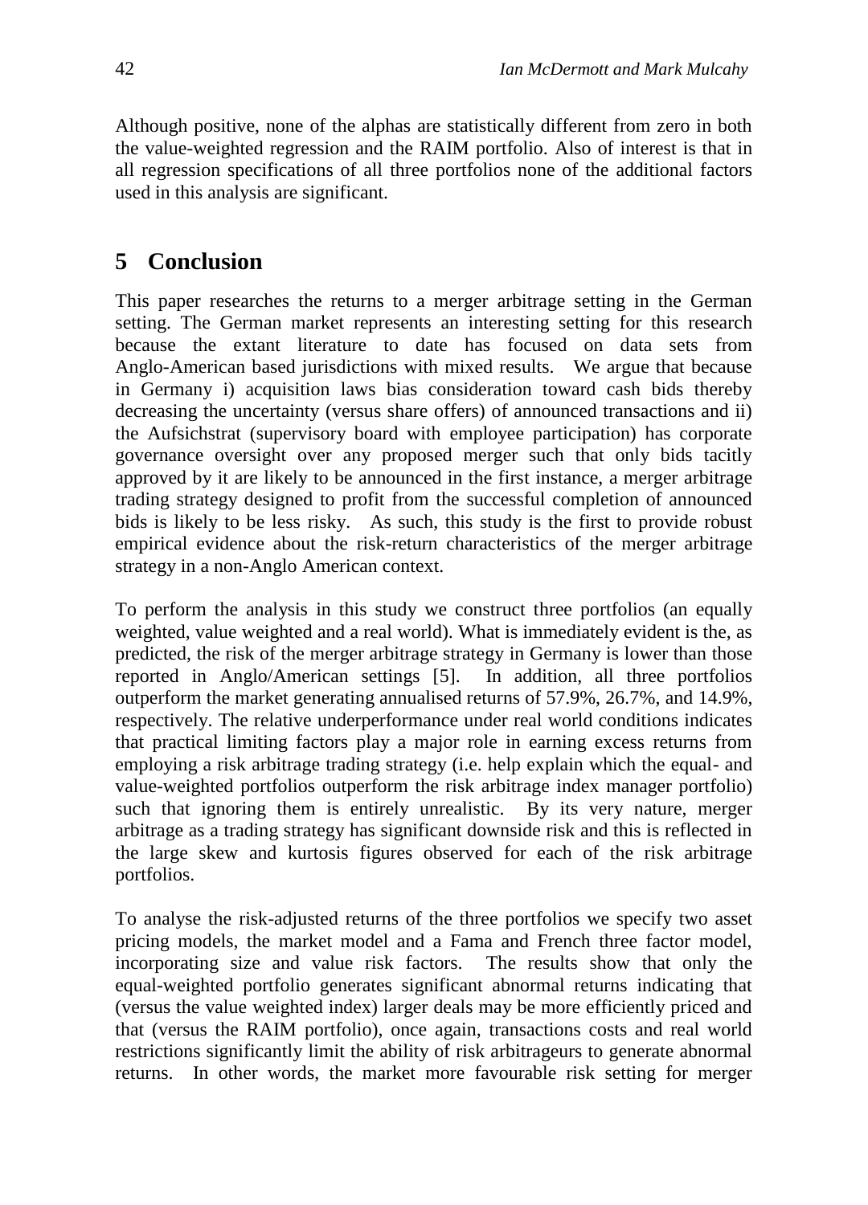Although positive, none of the alphas are statistically different from zero in both the value-weighted regression and the RAIM portfolio. Also of interest is that in all regression specifications of all three portfolios none of the additional factors used in this analysis are significant.

## 5 Conclusion

This paper researches the returns to a merger arbitrage setting in the German setting. The German market represents an interesting setting for this research because the extant literature to date has focused on data sets from Anglo-American based jurisdictions with mixed results. We argue that because in Germany i) acquisition laws bias consideration toward cash bids thereby decreasing the uncertainty (versus share offers) of announced transactions and ii) the Aufsichstrat (supervisory board with employee participation) has corporate governance oversight over any proposed merger such that only bids tacitly approved by it are likely to be announced in the first instance, a merger arbitrage trading strategy designed to profit from the successful completion of announced bids is likely to be less risky. As such, this study is the first to provide robust empirical evidence about the risk-return characteristics of the merger arbitrage strategy in a non-Anglo American context.

To perform the analysis in this study we construct three portfolios (an equally weighted, value weighted and a real world). What is immediately evident is the, as predicted, the risk of the merger arbitrage strategy in Germany is lower than those reported in Anglo/American settings [5]. In addition, all three portfolios outperform the market generating annualised returns of 57.9%, 26.7%, and 14.9%, respectively. The relative underperformance under real world conditions indicates that practical limiting factors play a major role in earning excess returns from employing a risk arbitrage trading strategy (i.e. help explain which the equal- and value-weighted portfolios outperform the risk arbitrage index manager portfolio) such that ignoring them is entirely unrealistic. By its very nature, merger arbitrage as a trading strategy has significant downside risk and this is reflected in the large skew and kurtosis figures observed for each of the risk arbitrage portfolios.

To analyse the risk-adjusted returns of the three portfolios we specify two asset pricing models, the market model and a Fama and French three factor model, incorporating size and value risk factors. The results show that only the equal-weighted portfolio generates significant abnormal returns indicating that (versus the value weighted index) larger deals may be more efficiently priced and that (versus the RAIM portfolio), once again, transactions costs and real world restrictions significantly limit the ability of risk arbitrageurs to generate abnormal returns. In other words, the market more favourable risk setting for merger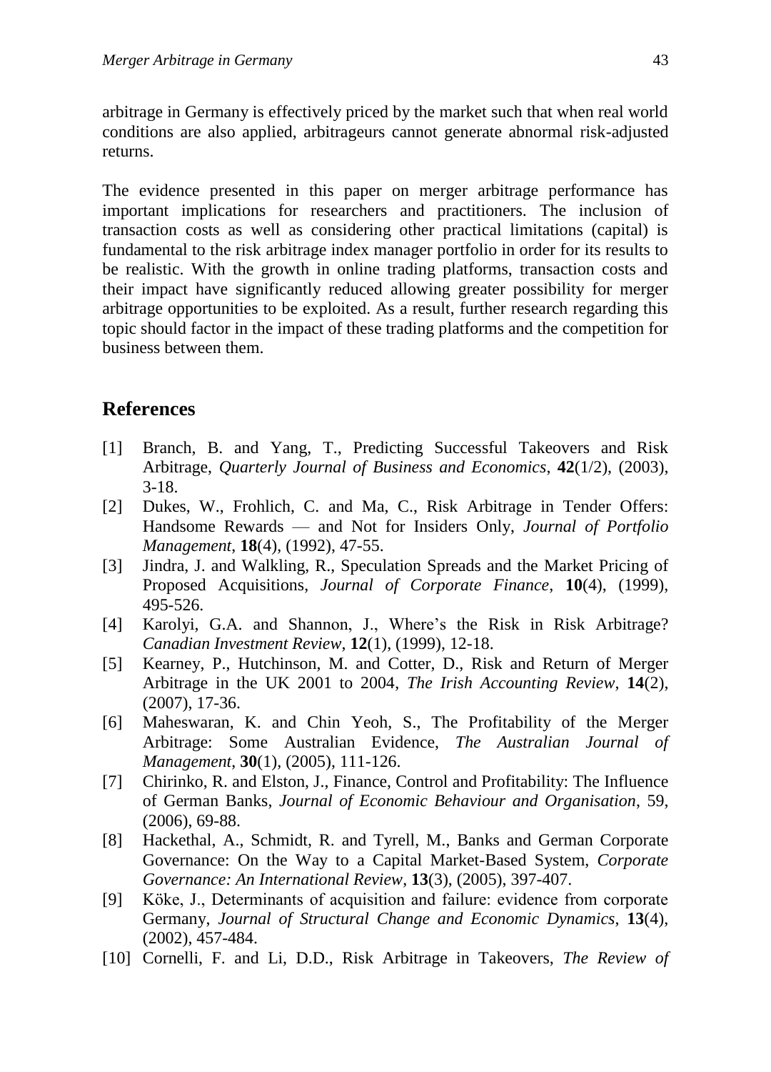arbitrage in Germany is effectively priced by the market such that when real world conditions are also applied, arbitrageurs cannot generate abnormal risk-adjusted returns.

The evidence presented in this paper on merger arbitrage performance has important implications for researchers and practitioners. The inclusion of transaction costs as well as considering other practical limitations (capital) is fundamental to the risk arbitrage index manager portfolio in order for its results to be realistic. With the growth in online trading platforms, transaction costs and their impact have significantly reduced allowing greater possibility for merger arbitrage opportunities to be exploited. As a result, further research regarding this topic should factor in the impact of these trading platforms and the competition for business between them.

## References

[1] Branch, B. and Yang, T., Predicting Successful Takeovers and Risk Arbitrage, *Quarterly Journal of Business and Economics*, **42**(1/2), (2003), 3-18.

[2] Dukes, W., Frohlich, C. and Ma, C., Risk Arbitrage in Tender Offers: Handsome Rewards — and Not for Insiders Only, *Journal of Portfolio Management*, **18**(4), (1992), 47-55.

[3] Jindra, J. and Walkling, R., Speculation Spreads and the Market Pricing of Proposed Acquisitions, *Journal of Corporate Finance*, **10**(4), (1999), 495-526.

[4] Karolyi, G.A. and Shannon, J., Where's the Risk in Risk Arbitrage? *Canadian Investment Review*, **12**(1), (1999), 12-18.

[5] Kearney, P., Hutchinson, M. and Cotter, D., Risk and Return of Merger Arbitrage in the UK 2001 to 2004, *The Irish Accounting Review*, **14**(2), (2007), 17-36.

[6] Maheswaran, K. and Chin Yeoh, S., The Profitability of the Merger Arbitrage: Some Australian Evidence, *The Australian Journal of Management*, **30**(1), (2005), 111-126.

[7] Chirinko, R. and Elston, J., Finance, Control and Profitability: The Influence of German Banks, *Journal of Economic Behaviour and Organisation*, 59, (2006), 69-88.

[8] Hackethal, A., Schmidt, R. and Tyrell, M., Banks and German Corporate Governance: On the Way to a Capital Market-Based System, *Corporate Governance: An International Review*, **13**(3), (2005), 397-407.

[9] Köke, J., Determinants of acquisition and failure: evidence from corporate Germany, *Journal of Structural Change and Economic Dynamics*, **13**(4), (2002), 457-484.

[10] Cornelli, F. and Li, D.D., Risk Arbitrage in Takeovers, *The Review of*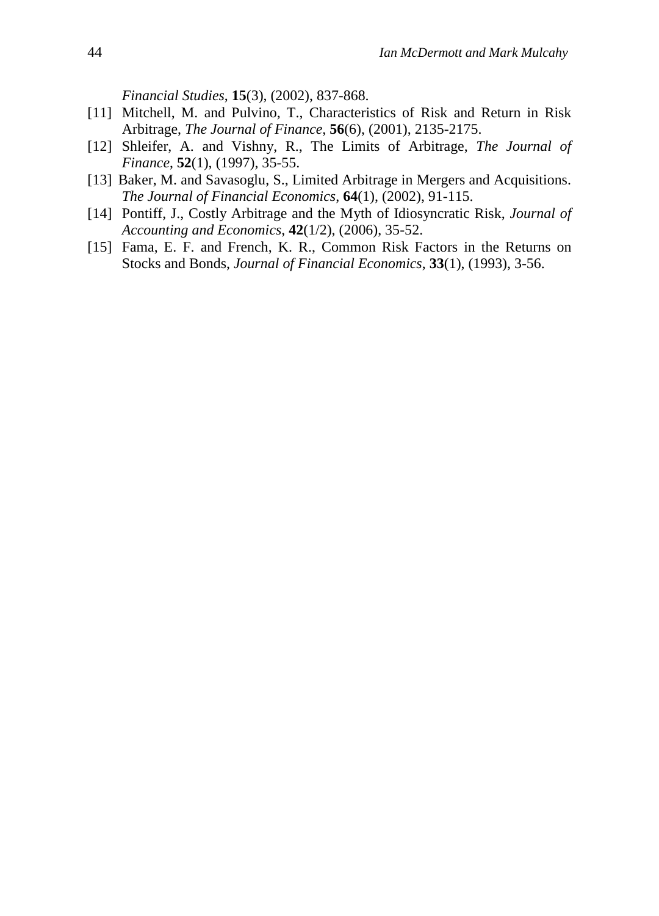*Financial Studies*, **15**(3), (2002), 837-868.

[11] Mitchell, M. and Pulvino, T., Characteristics of Risk and Return in Risk Arbitrage, *The Journal of Finance*, **56**(6), (2001), 2135-2175.

[12] Shleifer, A. and Vishny, R., The Limits of Arbitrage, *The Journal of Finance*, **52**(1), (1997), 35-55.

[13] Baker, M. and Savasoglu, S., Limited Arbitrage in Mergers and Acquisitions. *The Journal of Financial Economics*, **64**(1), (2002), 91-115.

[14] Pontiff, J., Costly Arbitrage and the Myth of Idiosyncratic Risk, *Journal of Accounting and Economics*, **42**(1/2), (2006), 35-52.

[15] Fama, E. F. and French, K. R., Common Risk Factors in the Returns on Stocks and Bonds, *Journal of Financial Economics*, **33**(1), (1993), 3-56.